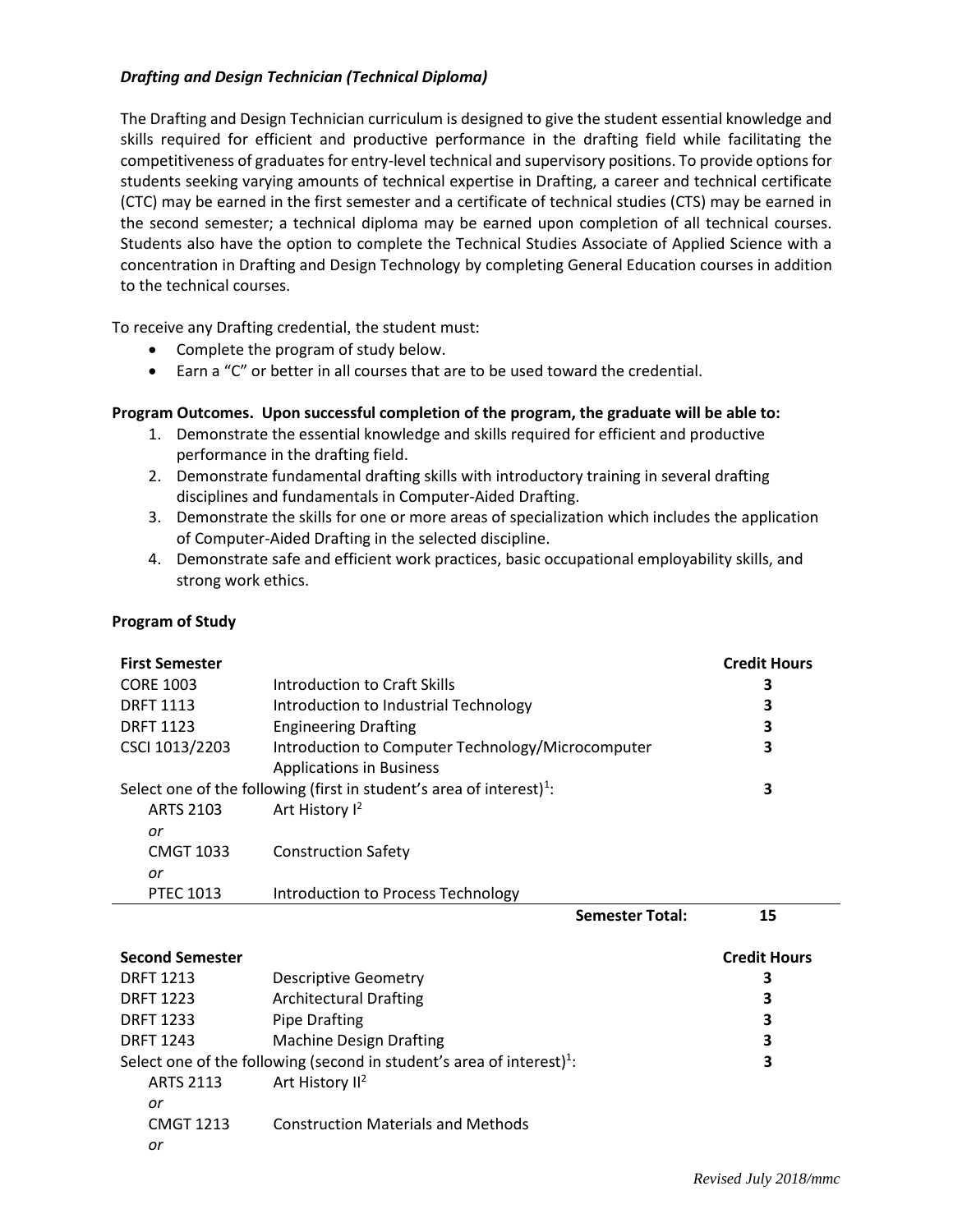***Drafting and Design Technician (Technical Diploma)***

The Drafting and Design Technician curriculum is designed to give the student essential knowledge and skills required for efficient and productive performance in the drafting field while facilitating the competitiveness of graduates for entry-level technical and supervisory positions. To provide options for students seeking varying amounts of technical expertise in Drafting, a career and technical certificate (CTC) may be earned in the first semester and a certificate of technical studies (CTS) may be earned in the second semester; a technical diploma may be earned upon completion of all technical courses. Students also have the option to complete the Technical Studies Associate of Applied Science with a concentration in Drafting and Design Technology by completing General Education courses in addition to the technical courses.

To receive any Drafting credential, the student must:

- Complete the program of study below.
- Earn a "C" or better in all courses that are to be used toward the credential.

**Program Outcomes. Upon successful completion of the program, the graduate will be able to:**

1. Demonstrate the essential knowledge and skills required for efficient and productive performance in the drafting field.
2. Demonstrate fundamental drafting skills with introductory training in several drafting disciplines and fundamentals in Computer-Aided Drafting.
3. Demonstrate the skills for one or more areas of specialization which includes the application of Computer-Aided Drafting in the selected discipline.
4. Demonstrate safe and efficient work practices, basic occupational employability skills, and strong work ethics.

**Program of Study**

| **First Semester** | | **Credit Hours** |
|---|---|---|
| CORE 1003 | Introduction to Craft Skills | 3 |
| DRFT 1113 | Introduction to Industrial Technology | 3 |
| DRFT 1123 | Engineering Drafting | 3 |
| CSCI 1013/2203 | Introduction to Computer Technology/Microcomputer Applications in Business | 3 |
| Select one of the following (first in student's area of interest)[1]: | | 3 |
| ARTS 2103 | Art History I[2] | |
| *or* | | |
| CMGT 1033 | Construction Safety | |
| *or* | | |
| PTEC 1013 | Introduction to Process Technology | |
| | **Semester Total:** | **15** |

| **Second Semester** | | **Credit Hours** |
|---|---|---|
| DRFT 1213 | Descriptive Geometry | 3 |
| DRFT 1223 | Architectural Drafting | 3 |
| DRFT 1233 | Pipe Drafting | 3 |
| DRFT 1243 | Machine Design Drafting | 3 |
| Select one of the following (second in student's area of interest)[1]: | | 3 |
| ARTS 2113 | Art History II[2] | |
| *or* | | |
| CMGT 1213 | Construction Materials and Methods | |
| *or* | | |

*Revised July 2018/mmc*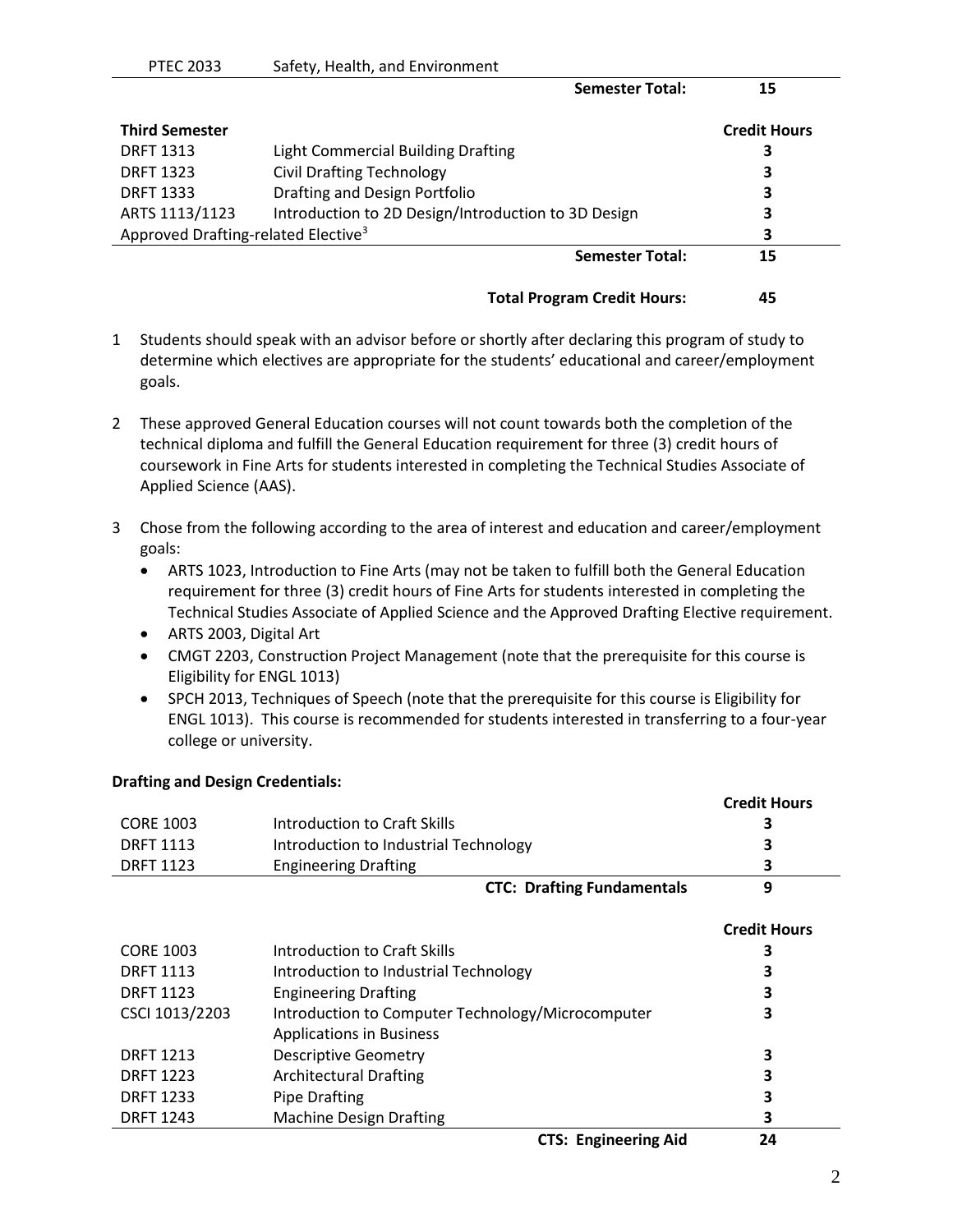| | | |
|---|---|---|
| PTEC 2033 | Safety, Health, and Environment | |
| | **Semester Total:** | **15** |

| **Third Semester** | | **Credit Hours** |
|---|---|---|
| DRFT 1313 | Light Commercial Building Drafting | 3 |
| DRFT 1323 | Civil Drafting Technology | 3 |
| DRFT 1333 | Drafting and Design Portfolio | 3 |
| ARTS 1113/1123 | Introduction to 2D Design/Introduction to 3D Design | 3 |
| Approved Drafting-related Elective[3] | | 3 |
| | **Semester Total:** | **15** |
| | **Total Program Credit Hours:** | **45** |

1. Students should speak with an advisor before or shortly after declaring this program of study to determine which electives are appropriate for the students' educational and career/employment goals.

2. These approved General Education courses will not count towards both the completion of the technical diploma and fulfill the General Education requirement for three (3) credit hours of coursework in Fine Arts for students interested in completing the Technical Studies Associate of Applied Science (AAS).

3. Chose from the following according to the area of interest and education and career/employment goals:
   - ARTS 1023, Introduction to Fine Arts (may not be taken to fulfill both the General Education requirement for three (3) credit hours of Fine Arts for students interested in completing the Technical Studies Associate of Applied Science and the Approved Drafting Elective requirement.
   - ARTS 2003, Digital Art
   - CMGT 2203, Construction Project Management (note that the prerequisite for this course is Eligibility for ENGL 1013)
   - SPCH 2013, Techniques of Speech (note that the prerequisite for this course is Eligibility for ENGL 1013). This course is recommended for students interested in transferring to a four-year college or university.

**Drafting and Design Credentials:**

| | | **Credit Hours** |
|---|---|---|
| CORE 1003 | Introduction to Craft Skills | 3 |
| DRFT 1113 | Introduction to Industrial Technology | 3 |
| DRFT 1123 | Engineering Drafting | 3 |
| | **CTC: Drafting Fundamentals** | **9** |

| | | **Credit Hours** |
|---|---|---|
| CORE 1003 | Introduction to Craft Skills | 3 |
| DRFT 1113 | Introduction to Industrial Technology | 3 |
| DRFT 1123 | Engineering Drafting | 3 |
| CSCI 1013/2203 | Introduction to Computer Technology/Microcomputer Applications in Business | 3 |
| DRFT 1213 | Descriptive Geometry | 3 |
| DRFT 1223 | Architectural Drafting | 3 |
| DRFT 1233 | Pipe Drafting | 3 |
| DRFT 1243 | Machine Design Drafting | 3 |
| | **CTS: Engineering Aid** | **24** |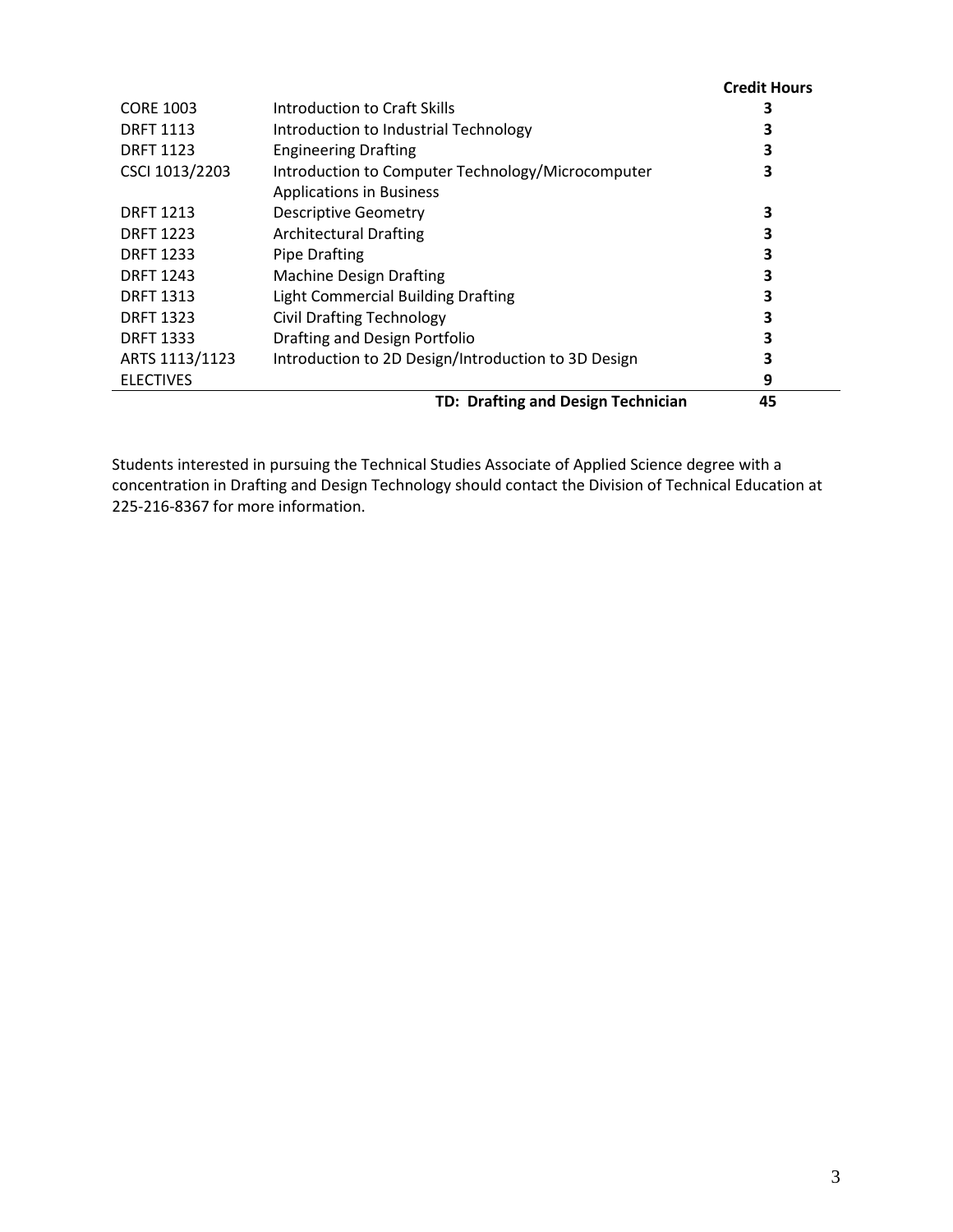| | | Credit Hours |
|---|---|---|
| CORE 1003 | Introduction to Craft Skills | 3 |
| DRFT 1113 | Introduction to Industrial Technology | 3 |
| DRFT 1123 | Engineering Drafting | 3 |
| CSCI 1013/2203 | Introduction to Computer Technology/Microcomputer Applications in Business | 3 |
| DRFT 1213 | Descriptive Geometry | 3 |
| DRFT 1223 | Architectural Drafting | 3 |
| DRFT 1233 | Pipe Drafting | 3 |
| DRFT 1243 | Machine Design Drafting | 3 |
| DRFT 1313 | Light Commercial Building Drafting | 3 |
| DRFT 1323 | Civil Drafting Technology | 3 |
| DRFT 1333 | Drafting and Design Portfolio | 3 |
| ARTS 1113/1123 | Introduction to 2D Design/Introduction to 3D Design | 3 |
| ELECTIVES | | 9 |
| | **TD: Drafting and Design Technician** | **45** |

Students interested in pursuing the Technical Studies Associate of Applied Science degree with a concentration in Drafting and Design Technology should contact the Division of Technical Education at 225-216-8367 for more information.